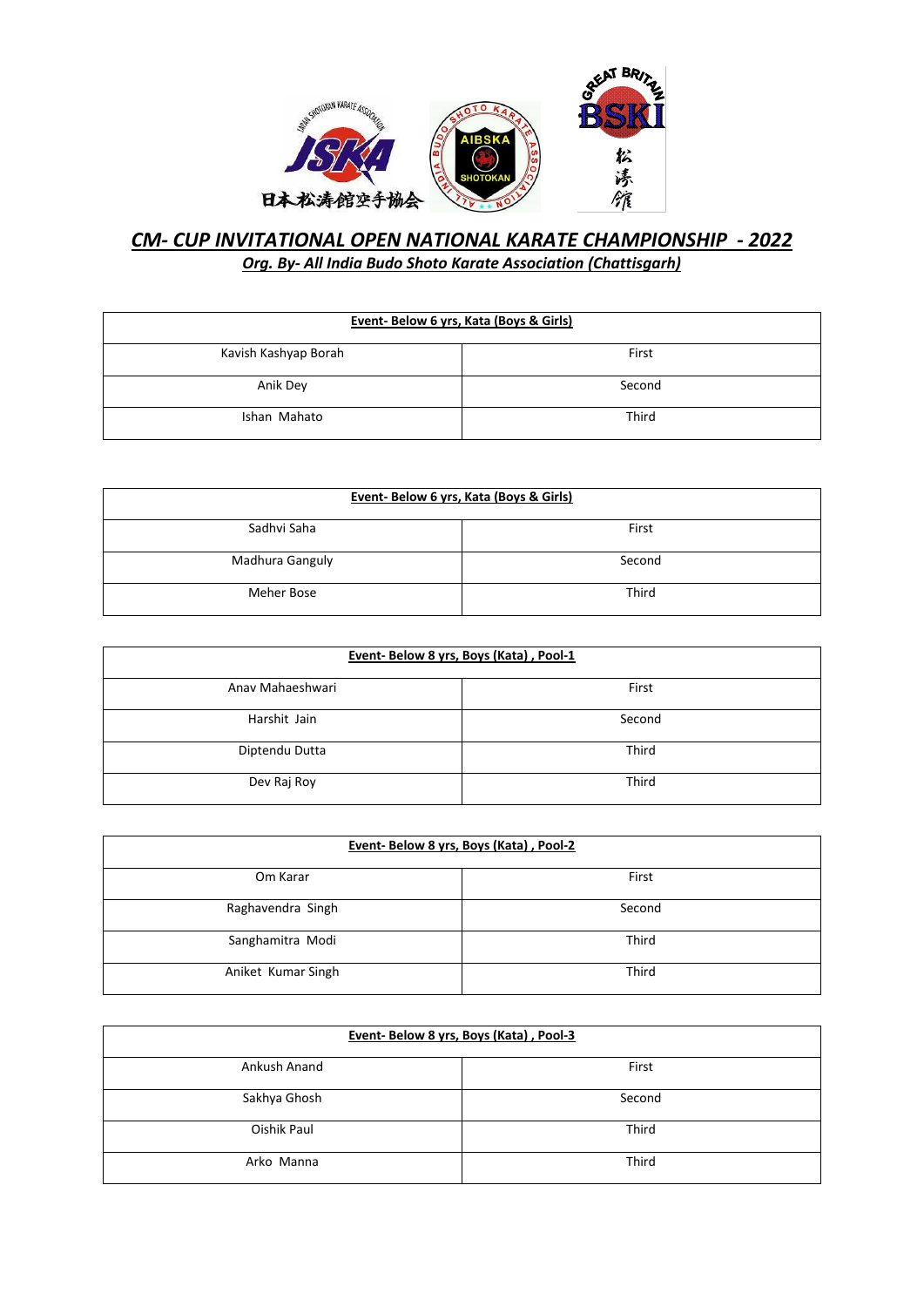# *CM- CUP INVITATIONAL OPEN NATIONAL KARATE CHAMPIONSHIP - 2022*

## *Org. By- All India Budo Shoto Karate Association (Chattisgarh)*

| **Event- Below 6 yrs, Kata (Boys & Girls)** | |
|---|---|
| Kavish Kashyap Borah | First |
| Anik Dey | Second |
| Ishan Mahato | Third |

| **Event- Below 6 yrs, Kata (Boys & Girls)** | |
|---|---|
| Sadhvi Saha | First |
| Madhura Ganguly | Second |
| Meher Bose | Third |

| **Event- Below 8 yrs, Boys (Kata) , Pool-1** | |
|---|---|
| Anav Mahaeshwari | First |
| Harshit Jain | Second |
| Diptendu Dutta | Third |
| Dev Raj Roy | Third |

| **Event- Below 8 yrs, Boys (Kata) , Pool-2** | |
|---|---|
| Om Karar | First |
| Raghavendra Singh | Second |
| Sanghamitra Modi | Third |
| Aniket Kumar Singh | Third |

| **Event- Below 8 yrs, Boys (Kata) , Pool-3** | |
|---|---|
| Ankush Anand | First |
| Sakhya Ghosh | Second |
| Oishik Paul | Third |
| Arko Manna | Third |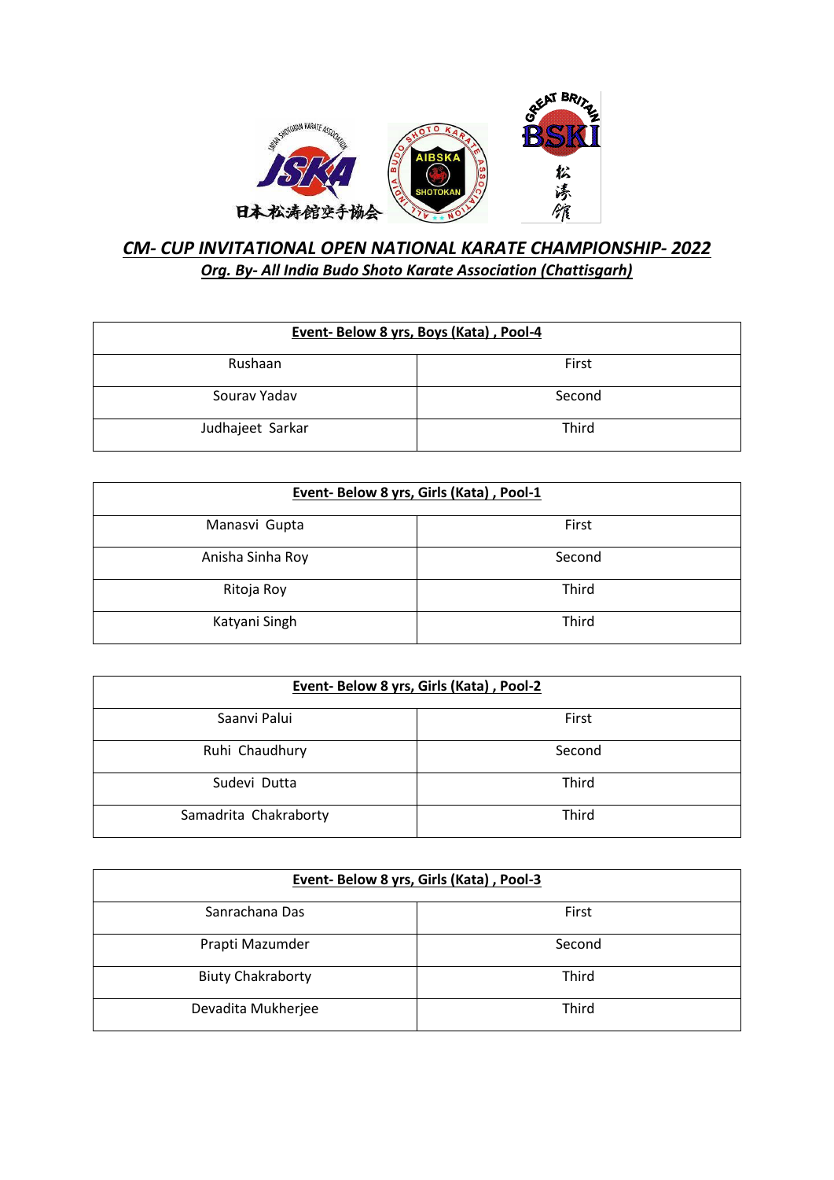## *CM- CUP INVITATIONAL OPEN NATIONAL KARATE CHAMPIONSHIP- 2022*

***Org. By- All India Budo Shoto Karate Association (Chattisgarh)***

| **Event- Below 8 yrs, Boys (Kata) , Pool-4** | |
|---|---|
| Rushaan | First |
| Sourav Yadav | Second |
| Judhajeet Sarkar | Third |

| **Event- Below 8 yrs, Girls (Kata) , Pool-1** | |
|---|---|
| Manasvi Gupta | First |
| Anisha Sinha Roy | Second |
| Ritoja Roy | Third |
| Katyani Singh | Third |

| **Event- Below 8 yrs, Girls (Kata) , Pool-2** | |
|---|---|
| Saanvi Palui | First |
| Ruhi Chaudhury | Second |
| Sudevi Dutta | Third |
| Samadrita Chakraborty | Third |

| **Event- Below 8 yrs, Girls (Kata) , Pool-3** | |
|---|---|
| Sanrachana Das | First |
| Prapti Mazumder | Second |
| Biuty Chakraborty | Third |
| Devadita Mukherjee | Third |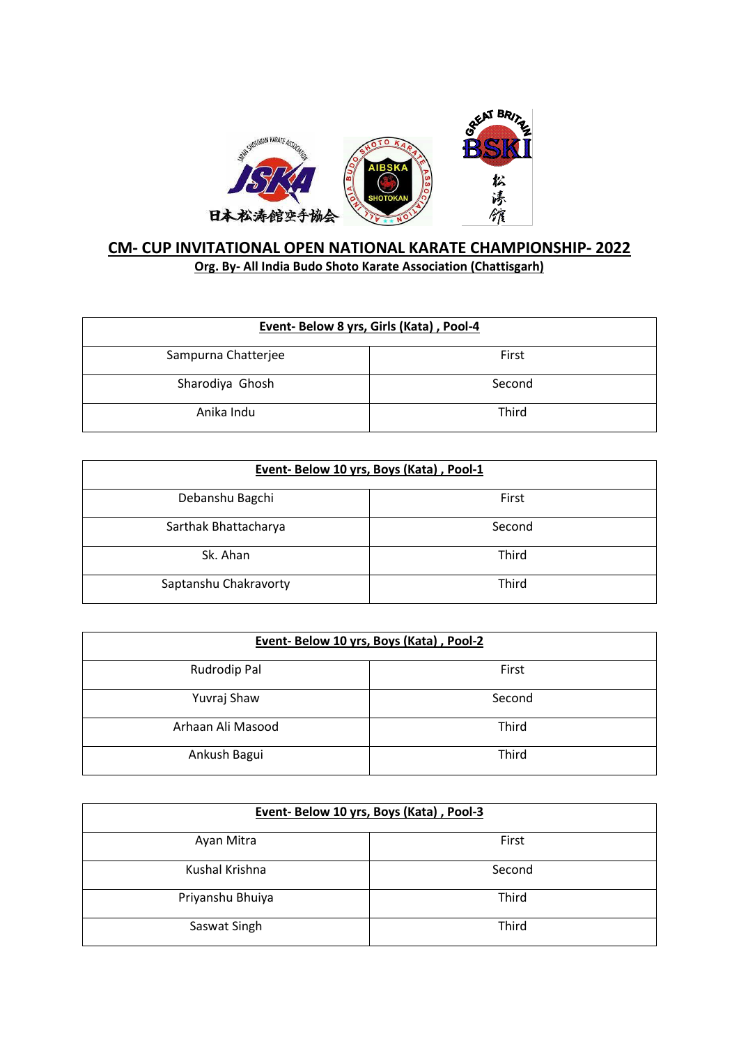## CM- CUP INVITATIONAL OPEN NATIONAL KARATE CHAMPIONSHIP- 2022

**Org. By- All India Budo Shoto Karate Association (Chattisgarh)**

| Event- Below 8 yrs, Girls (Kata) , Pool-4 | |
|---|---|
| Sampurna Chatterjee | First |
| Sharodiya Ghosh | Second |
| Anika Indu | Third |

| Event- Below 10 yrs, Boys (Kata) , Pool-1 | |
|---|---|
| Debanshu Bagchi | First |
| Sarthak Bhattacharya | Second |
| Sk. Ahan | Third |
| Saptanshu Chakravorty | Third |

| Event- Below 10 yrs, Boys (Kata) , Pool-2 | |
|---|---|
| Rudrodip Pal | First |
| Yuvraj Shaw | Second |
| Arhaan Ali Masood | Third |
| Ankush Bagui | Third |

| Event- Below 10 yrs, Boys (Kata) , Pool-3 | |
|---|---|
| Ayan Mitra | First |
| Kushal Krishna | Second |
| Priyanshu Bhuiya | Third |
| Saswat Singh | Third |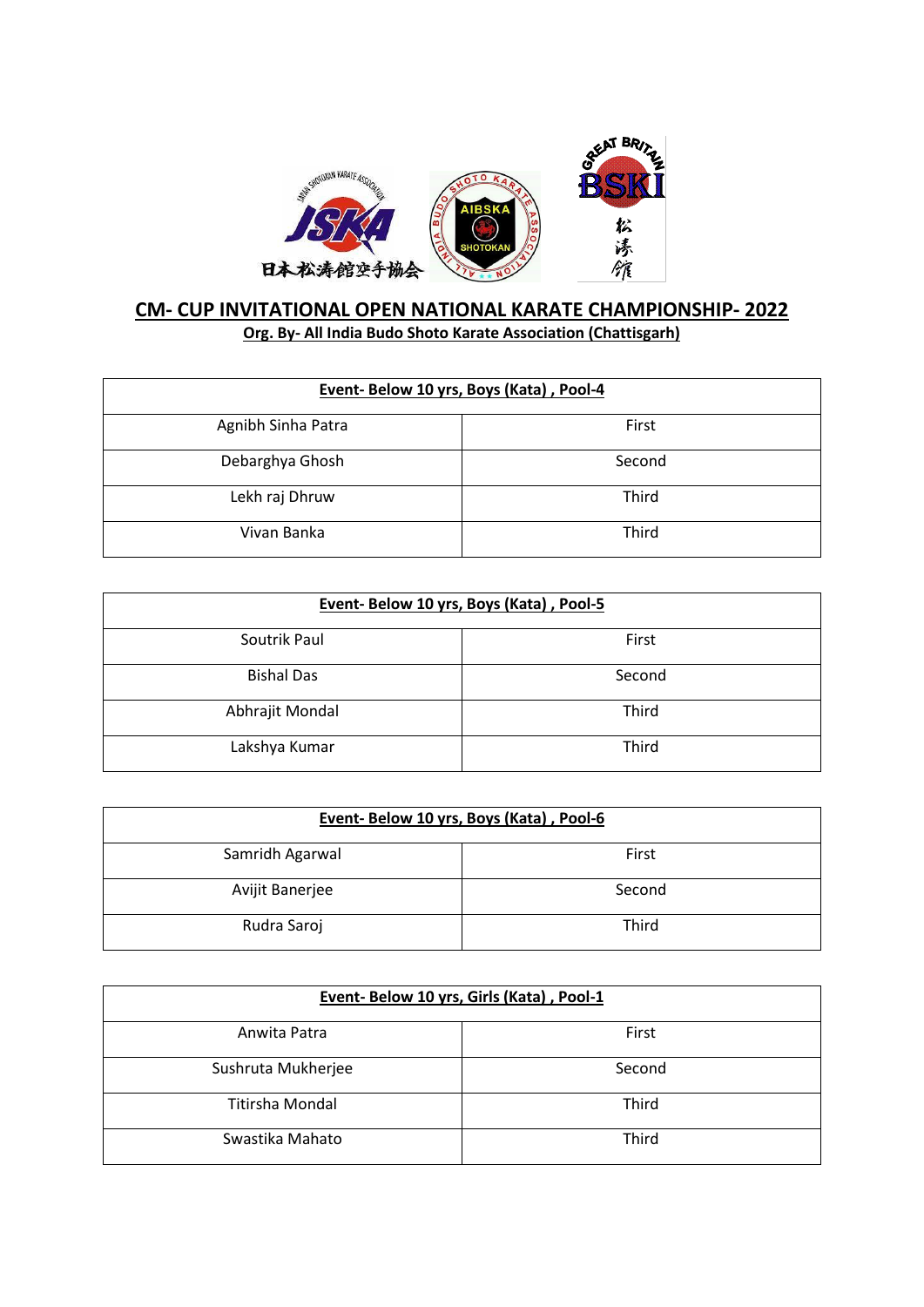## CM- CUP INVITATIONAL OPEN NATIONAL KARATE CHAMPIONSHIP- 2022

**Org. By- All India Budo Shoto Karate Association (Chattisgarh)**

| Event- Below 10 yrs, Boys (Kata) , Pool-4 | |
|---|---|
| Agnibh Sinha Patra | First |
| Debarghya Ghosh | Second |
| Lekh raj Dhruw | Third |
| Vivan Banka | Third |

| Event- Below 10 yrs, Boys (Kata) , Pool-5 | |
|---|---|
| Soutrik Paul | First |
| Bishal Das | Second |
| Abhrajit Mondal | Third |
| Lakshya Kumar | Third |

| Event- Below 10 yrs, Boys (Kata) , Pool-6 | |
|---|---|
| Samridh Agarwal | First |
| Avijit Banerjee | Second |
| Rudra Saroj | Third |

| Event- Below 10 yrs, Girls (Kata) , Pool-1 | |
|---|---|
| Anwita Patra | First |
| Sushruta Mukherjee | Second |
| Titirsha Mondal | Third |
| Swastika Mahato | Third |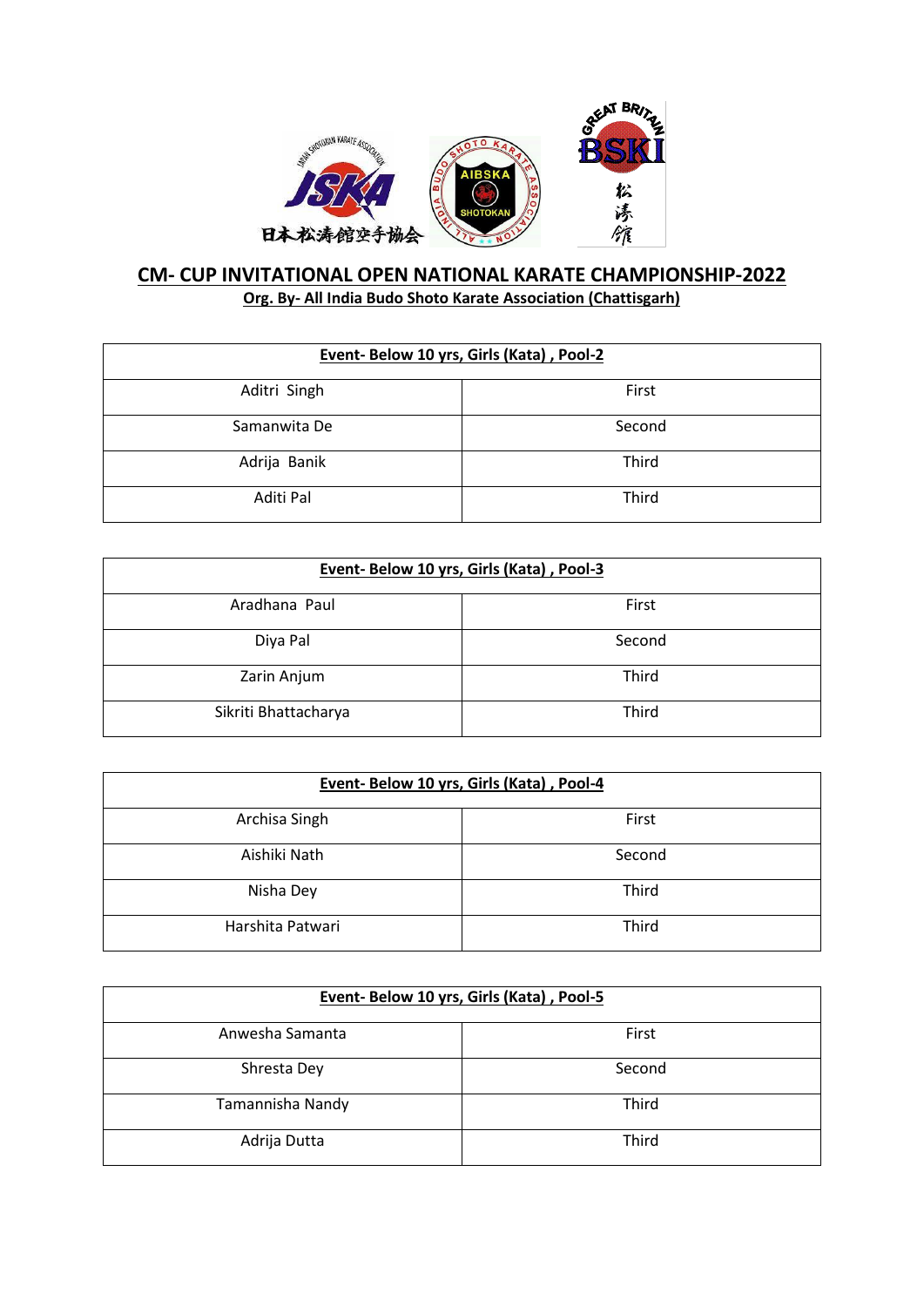## CM- CUP INVITATIONAL OPEN NATIONAL KARATE CHAMPIONSHIP-2022

**Org. By- All India Budo Shoto Karate Association (Chattisgarh)**

| Event- Below 10 yrs, Girls (Kata) , Pool-2 | |
|---|---|
| Aditri Singh | First |
| Samanwita De | Second |
| Adrija Banik | Third |
| Aditi Pal | Third |

| Event- Below 10 yrs, Girls (Kata) , Pool-3 | |
|---|---|
| Aradhana Paul | First |
| Diya Pal | Second |
| Zarin Anjum | Third |
| Sikriti Bhattacharya | Third |

| Event- Below 10 yrs, Girls (Kata) , Pool-4 | |
|---|---|
| Archisa Singh | First |
| Aishiki Nath | Second |
| Nisha Dey | Third |
| Harshita Patwari | Third |

| Event- Below 10 yrs, Girls (Kata) , Pool-5 | |
|---|---|
| Anwesha Samanta | First |
| Shresta Dey | Second |
| Tamannisha Nandy | Third |
| Adrija Dutta | Third |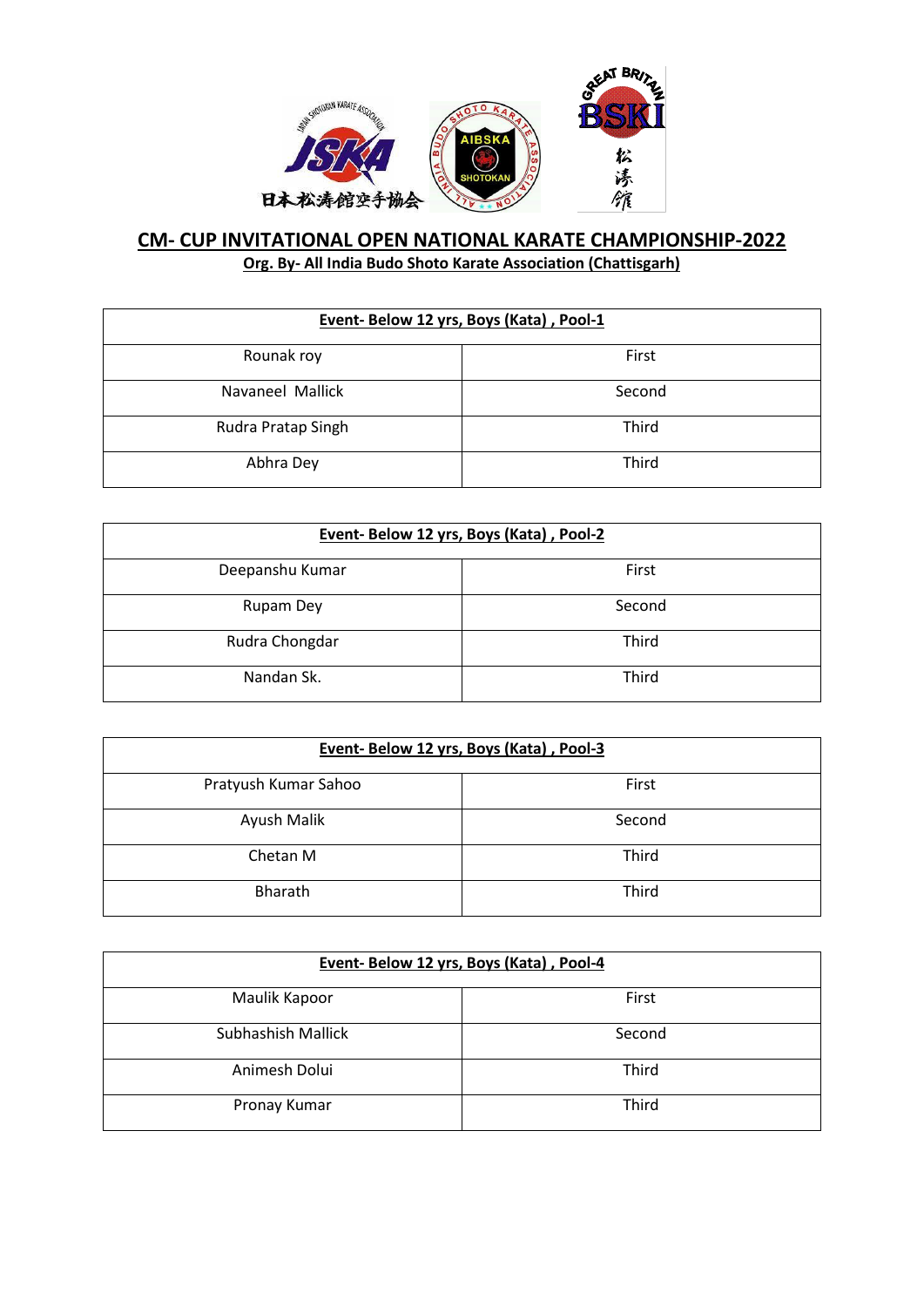## CM- CUP INVITATIONAL OPEN NATIONAL KARATE CHAMPIONSHIP-2022

**Org. By- All India Budo Shoto Karate Association (Chattisgarh)**

| Event- Below 12 yrs, Boys (Kata) , Pool-1 | |
|---|---|
| Rounak roy | First |
| Navaneel Mallick | Second |
| Rudra Pratap Singh | Third |
| Abhra Dey | Third |

| Event- Below 12 yrs, Boys (Kata) , Pool-2 | |
|---|---|
| Deepanshu Kumar | First |
| Rupam Dey | Second |
| Rudra Chongdar | Third |
| Nandan Sk. | Third |

| Event- Below 12 yrs, Boys (Kata) , Pool-3 | |
|---|---|
| Pratyush Kumar Sahoo | First |
| Ayush Malik | Second |
| Chetan M | Third |
| Bharath | Third |

| Event- Below 12 yrs, Boys (Kata) , Pool-4 | |
|---|---|
| Maulik Kapoor | First |
| Subhashish Mallick | Second |
| Animesh Dolui | Third |
| Pronay Kumar | Third |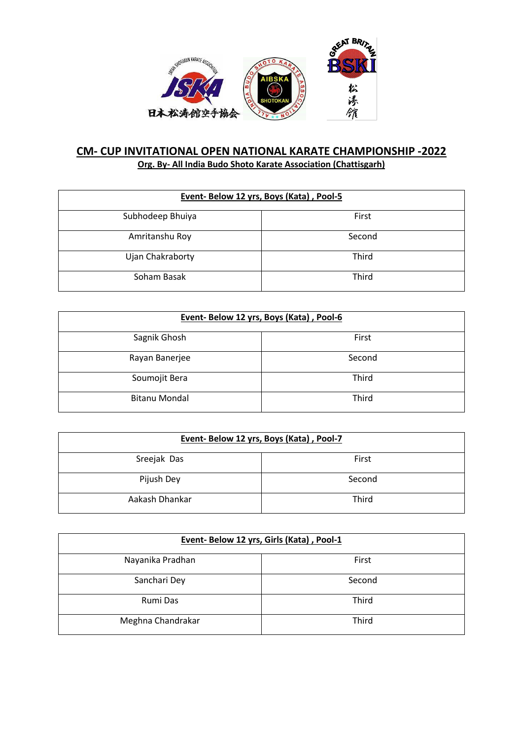# CM- CUP INVITATIONAL OPEN NATIONAL KARATE CHAMPIONSHIP -2022

**Org. By- All India Budo Shoto Karate Association (Chattisgarh)**

| Event- Below 12 yrs, Boys (Kata) , Pool-5 | |
|---|---|
| Subhodeep Bhuiya | First |
| Amritanshu Roy | Second |
| Ujan Chakraborty | Third |
| Soham Basak | Third |

| Event- Below 12 yrs, Boys (Kata) , Pool-6 | |
|---|---|
| Sagnik Ghosh | First |
| Rayan Banerjee | Second |
| Soumojit Bera | Third |
| Bitanu Mondal | Third |

| Event- Below 12 yrs, Boys (Kata) , Pool-7 | |
|---|---|
| Sreejak Das | First |
| Pijush Dey | Second |
| Aakash Dhankar | Third |

| Event- Below 12 yrs, Girls (Kata) , Pool-1 | |
|---|---|
| Nayanika Pradhan | First |
| Sanchari Dey | Second |
| Rumi Das | Third |
| Meghna Chandrakar | Third |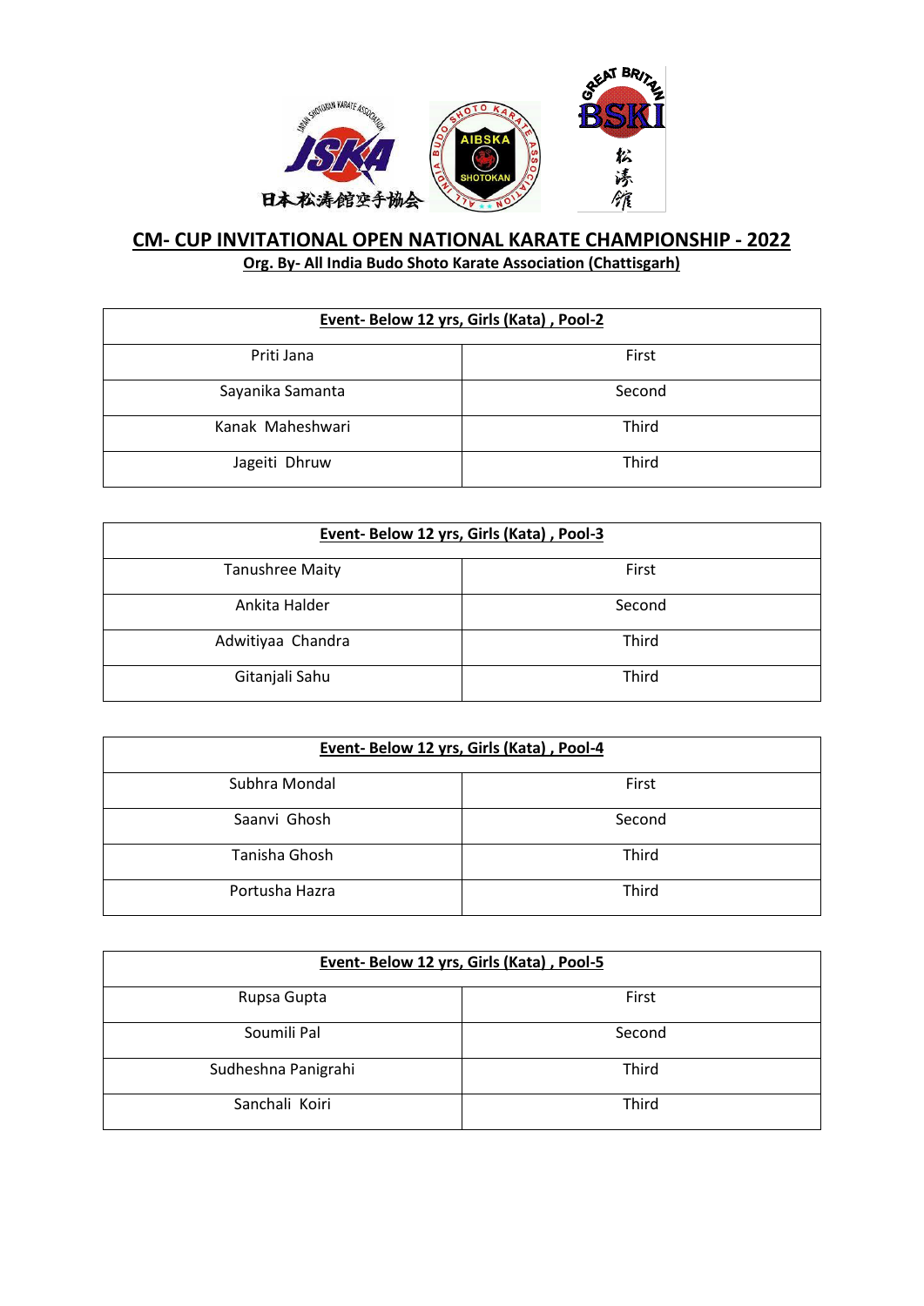## CM- CUP INVITATIONAL OPEN NATIONAL KARATE CHAMPIONSHIP - 2022

**Org. By- All India Budo Shoto Karate Association (Chattisgarh)**

| Event- Below 12 yrs, Girls (Kata) , Pool-2 | |
|---|---|
| Priti Jana | First |
| Sayanika Samanta | Second |
| Kanak Maheshwari | Third |
| Jageiti Dhruw | Third |

| Event- Below 12 yrs, Girls (Kata) , Pool-3 | |
|---|---|
| Tanushree Maity | First |
| Ankita Halder | Second |
| Adwitiyaa Chandra | Third |
| Gitanjali Sahu | Third |

| Event- Below 12 yrs, Girls (Kata) , Pool-4 | |
|---|---|
| Subhra Mondal | First |
| Saanvi Ghosh | Second |
| Tanisha Ghosh | Third |
| Portusha Hazra | Third |

| Event- Below 12 yrs, Girls (Kata) , Pool-5 | |
|---|---|
| Rupsa Gupta | First |
| Soumili Pal | Second |
| Sudheshna Panigrahi | Third |
| Sanchali Koiri | Third |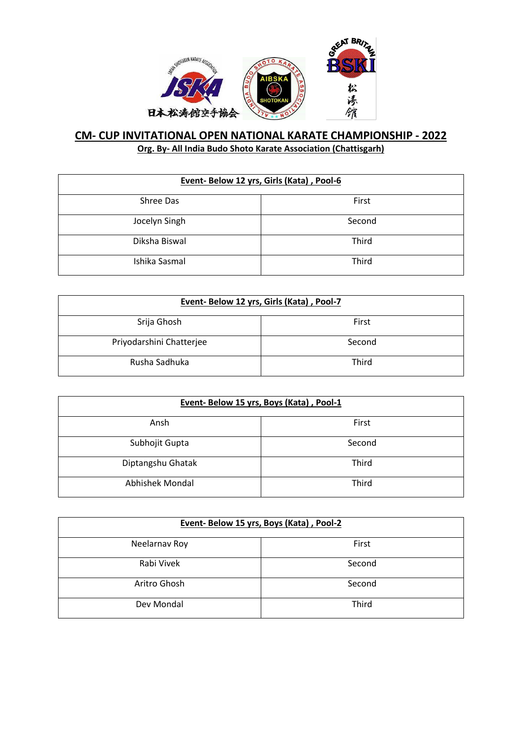## CM- CUP INVITATIONAL OPEN NATIONAL KARATE CHAMPIONSHIP - 2022

**Org. By- All India Budo Shoto Karate Association (Chattisgarh)**

| Event- Below 12 yrs, Girls (Kata) , Pool-6 | |
|---|---|
| Shree Das | First |
| Jocelyn Singh | Second |
| Diksha Biswal | Third |
| Ishika Sasmal | Third |

| Event- Below 12 yrs, Girls (Kata) , Pool-7 | |
|---|---|
| Srija Ghosh | First |
| Priyodarshini Chatterjee | Second |
| Rusha Sadhuka | Third |

| Event- Below 15 yrs, Boys (Kata) , Pool-1 | |
|---|---|
| Ansh | First |
| Subhojit Gupta | Second |
| Diptangshu Ghatak | Third |
| Abhishek Mondal | Third |

| Event- Below 15 yrs, Boys (Kata) , Pool-2 | |
|---|---|
| Neelarnav Roy | First |
| Rabi Vivek | Second |
| Aritro Ghosh | Second |
| Dev Mondal | Third |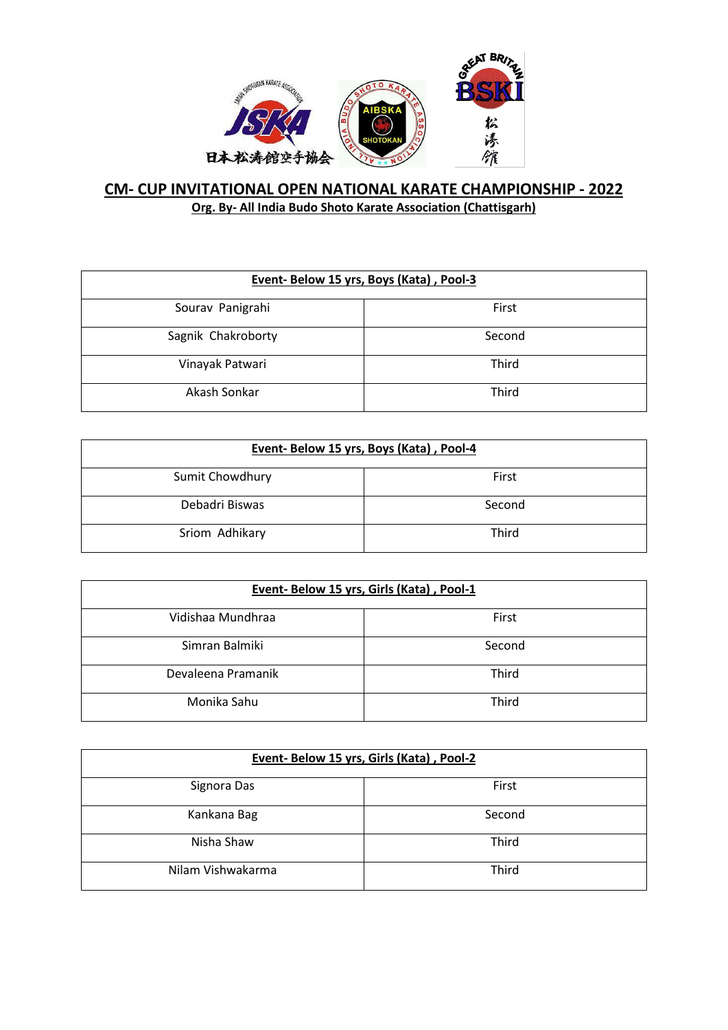# CM- CUP INVITATIONAL OPEN NATIONAL KARATE CHAMPIONSHIP - 2022

**Org. By- All India Budo Shoto Karate Association (Chattisgarh)**

| Event- Below 15 yrs, Boys (Kata) , Pool-3 | |
|---|---|
| Sourav Panigrahi | First |
| Sagnik Chakroborty | Second |
| Vinayak Patwari | Third |
| Akash Sonkar | Third |

| Event- Below 15 yrs, Boys (Kata) , Pool-4 | |
|---|---|
| Sumit Chowdhury | First |
| Debadri Biswas | Second |
| Sriom Adhikary | Third |

| Event- Below 15 yrs, Girls (Kata) , Pool-1 | |
|---|---|
| Vidishaa Mundhraa | First |
| Simran Balmiki | Second |
| Devaleena Pramanik | Third |
| Monika Sahu | Third |

| Event- Below 15 yrs, Girls (Kata) , Pool-2 | |
|---|---|
| Signora Das | First |
| Kankana Bag | Second |
| Nisha Shaw | Third |
| Nilam Vishwakarma | Third |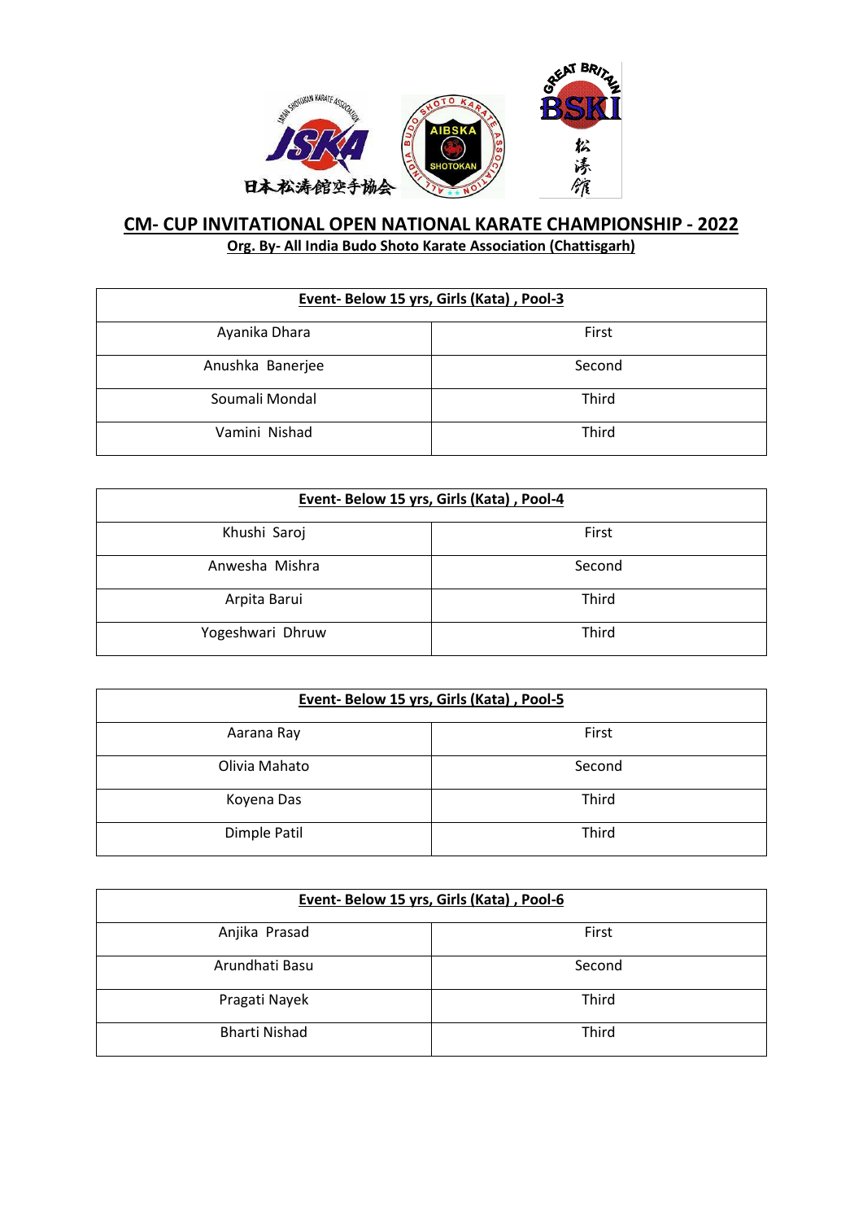## CM- CUP INVITATIONAL OPEN NATIONAL KARATE CHAMPIONSHIP - 2022

**Org. By- All India Budo Shoto Karate Association (Chattisgarh)**

| Event- Below 15 yrs, Girls (Kata) , Pool-3 | |
|---|---|
| Ayanika Dhara | First |
| Anushka Banerjee | Second |
| Soumali Mondal | Third |
| Vamini Nishad | Third |

| Event- Below 15 yrs, Girls (Kata) , Pool-4 | |
|---|---|
| Khushi Saroj | First |
| Anwesha Mishra | Second |
| Arpita Barui | Third |
| Yogeshwari Dhruw | Third |

| Event- Below 15 yrs, Girls (Kata) , Pool-5 | |
|---|---|
| Aarana Ray | First |
| Olivia Mahato | Second |
| Koyena Das | Third |
| Dimple Patil | Third |

| Event- Below 15 yrs, Girls (Kata) , Pool-6 | |
|---|---|
| Anjika Prasad | First |
| Arundhati Basu | Second |
| Pragati Nayek | Third |
| Bharti Nishad | Third |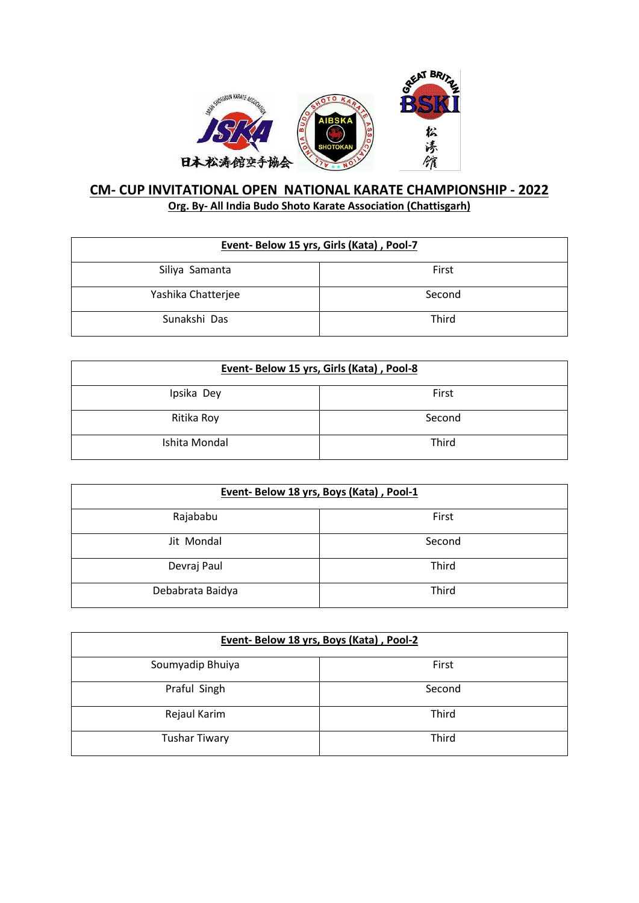## CM- CUP INVITATIONAL OPEN NATIONAL KARATE CHAMPIONSHIP - 2022

**Org. By- All India Budo Shoto Karate Association (Chattisgarh)**

| Event- Below 15 yrs, Girls (Kata) , Pool-7 | |
|---|---|
| Siliya Samanta | First |
| Yashika Chatterjee | Second |
| Sunakshi Das | Third |

| Event- Below 15 yrs, Girls (Kata) , Pool-8 | |
|---|---|
| Ipsika Dey | First |
| Ritika Roy | Second |
| Ishita Mondal | Third |

| Event- Below 18 yrs, Boys (Kata) , Pool-1 | |
|---|---|
| Rajababu | First |
| Jit Mondal | Second |
| Devraj Paul | Third |
| Debabrata Baidya | Third |

| Event- Below 18 yrs, Boys (Kata) , Pool-2 | |
|---|---|
| Soumyadip Bhuiya | First |
| Praful Singh | Second |
| Rejaul Karim | Third |
| Tushar Tiwary | Third |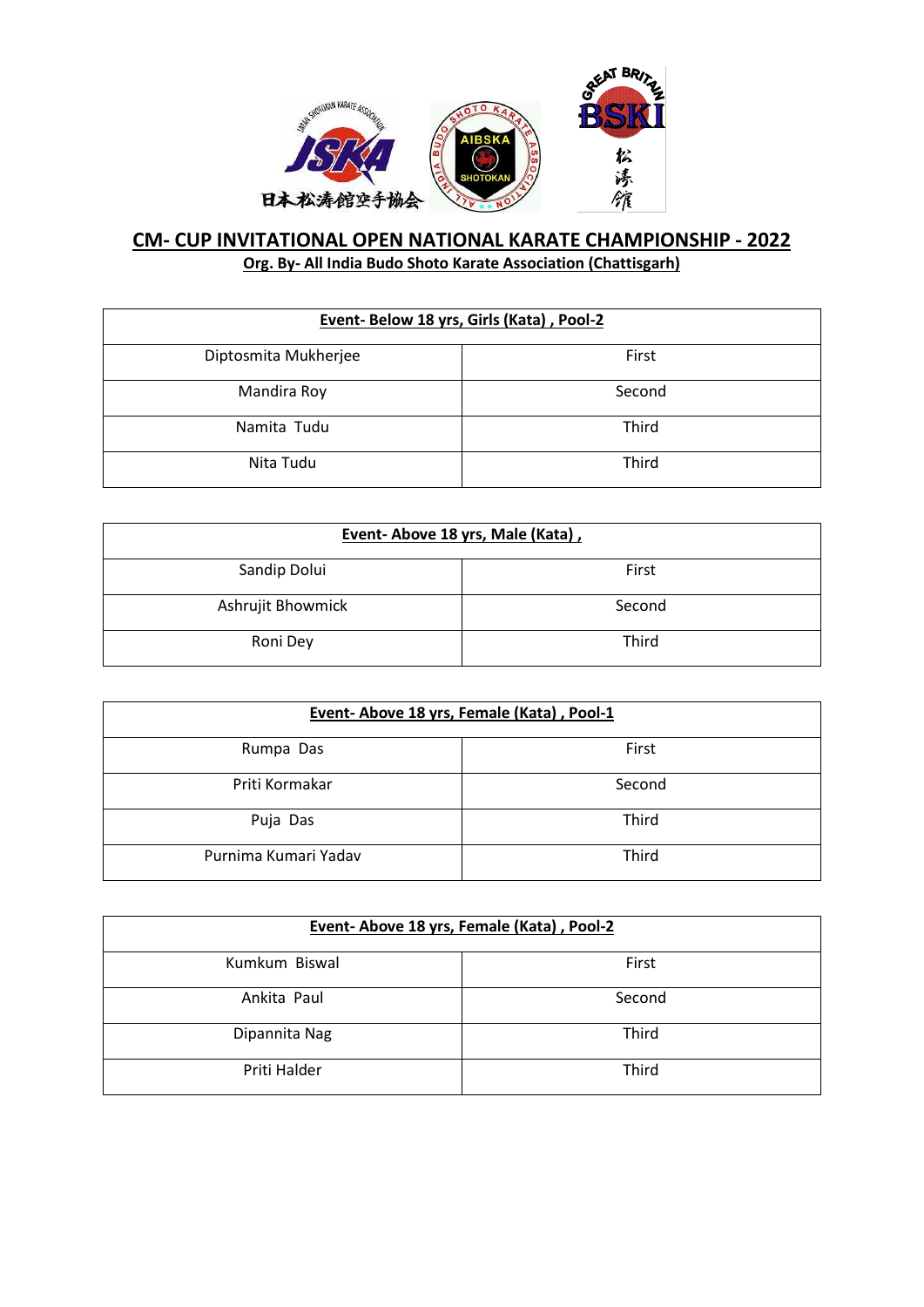# CM- CUP INVITATIONAL OPEN NATIONAL KARATE CHAMPIONSHIP - 2022

**Org. By- All India Budo Shoto Karate Association (Chattisgarh)**

| Event- Below 18 yrs, Girls (Kata) , Pool-2 | |
|---|---|
| Diptosmita Mukherjee | First |
| Mandira Roy | Second |
| Namita Tudu | Third |
| Nita Tudu | Third |

| Event- Above 18 yrs, Male (Kata) , | |
|---|---|
| Sandip Dolui | First |
| Ashrujit Bhowmick | Second |
| Roni Dey | Third |

| Event- Above 18 yrs, Female (Kata) , Pool-1 | |
|---|---|
| Rumpa Das | First |
| Priti Kormakar | Second |
| Puja Das | Third |
| Purnima Kumari Yadav | Third |

| Event- Above 18 yrs, Female (Kata) , Pool-2 | |
|---|---|
| Kumkum Biswal | First |
| Ankita Paul | Second |
| Dipannita Nag | Third |
| Priti Halder | Third |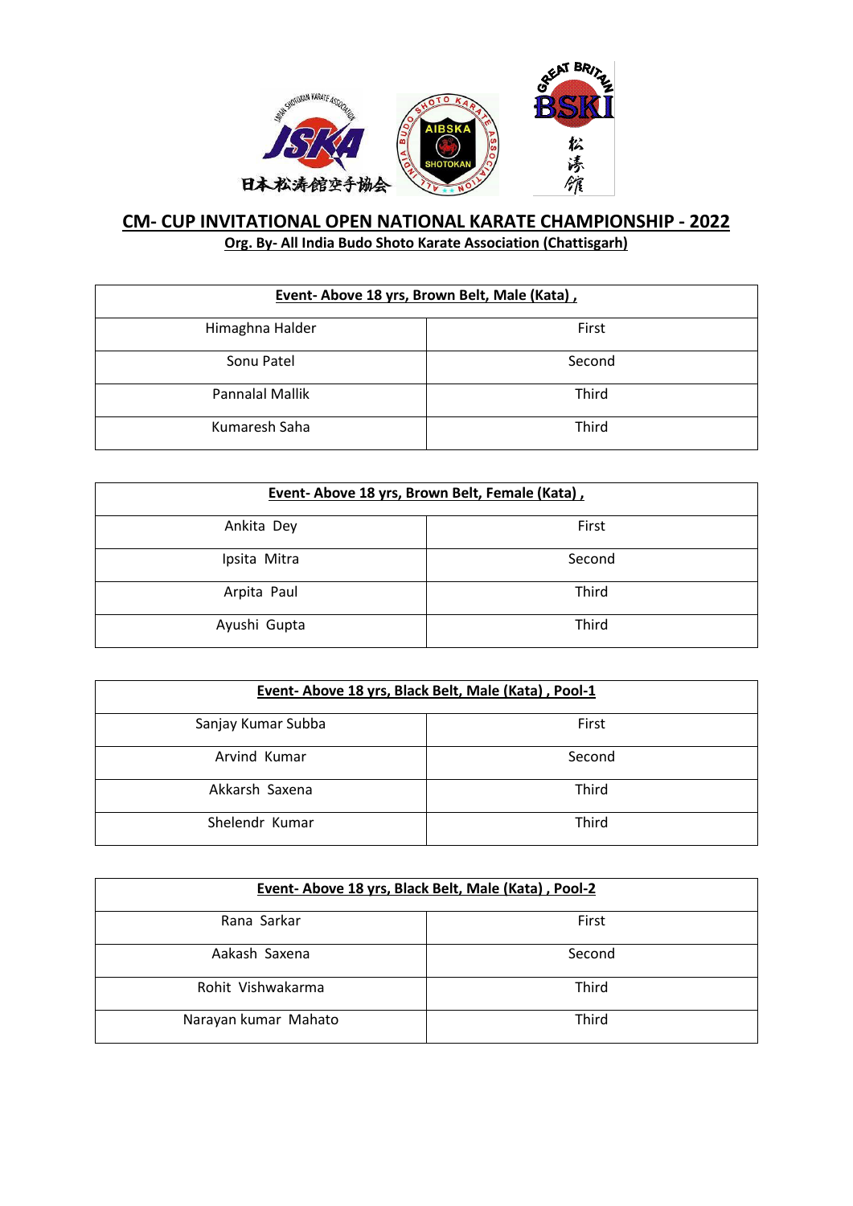## CM- CUP INVITATIONAL OPEN NATIONAL KARATE CHAMPIONSHIP - 2022

**Org. By- All India Budo Shoto Karate Association (Chattisgarh)**

| Event- Above 18 yrs, Brown Belt, Male (Kata) , | |
|---|---|
| Himaghna Halder | First |
| Sonu Patel | Second |
| Pannalal Mallik | Third |
| Kumaresh Saha | Third |

| Event- Above 18 yrs, Brown Belt, Female (Kata) , | |
|---|---|
| Ankita Dey | First |
| Ipsita Mitra | Second |
| Arpita Paul | Third |
| Ayushi Gupta | Third |

| Event- Above 18 yrs, Black Belt, Male (Kata) , Pool-1 | |
|---|---|
| Sanjay Kumar Subba | First |
| Arvind Kumar | Second |
| Akkarsh Saxena | Third |
| Shelendr Kumar | Third |

| Event- Above 18 yrs, Black Belt, Male (Kata) , Pool-2 | |
|---|---|
| Rana Sarkar | First |
| Aakash Saxena | Second |
| Rohit Vishwakarma | Third |
| Narayan kumar Mahato | Third |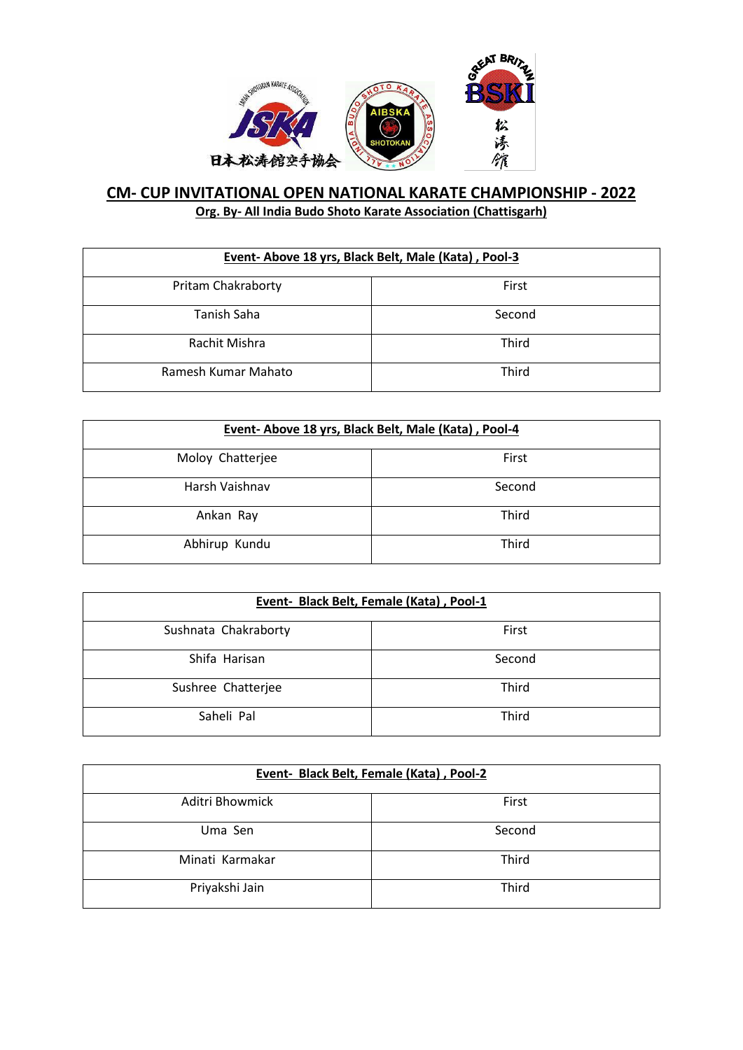## CM- CUP INVITATIONAL OPEN NATIONAL KARATE CHAMPIONSHIP - 2022

**Org. By- All India Budo Shoto Karate Association (Chattisgarh)**

| Event- Above 18 yrs, Black Belt, Male (Kata) , Pool-3 | |
|---|---|
| Pritam Chakraborty | First |
| Tanish Saha | Second |
| Rachit Mishra | Third |
| Ramesh Kumar Mahato | Third |

| Event- Above 18 yrs, Black Belt, Male (Kata) , Pool-4 | |
|---|---|
| Moloy Chatterjee | First |
| Harsh Vaishnav | Second |
| Ankan Ray | Third |
| Abhirup Kundu | Third |

| Event- Black Belt, Female (Kata) , Pool-1 | |
|---|---|
| Sushnata Chakraborty | First |
| Shifa Harisan | Second |
| Sushree Chatterjee | Third |
| Saheli Pal | Third |

| Event- Black Belt, Female (Kata) , Pool-2 | |
|---|---|
| Aditri Bhowmick | First |
| Uma Sen | Second |
| Minati Karmakar | Third |
| Priyakshi Jain | Third |